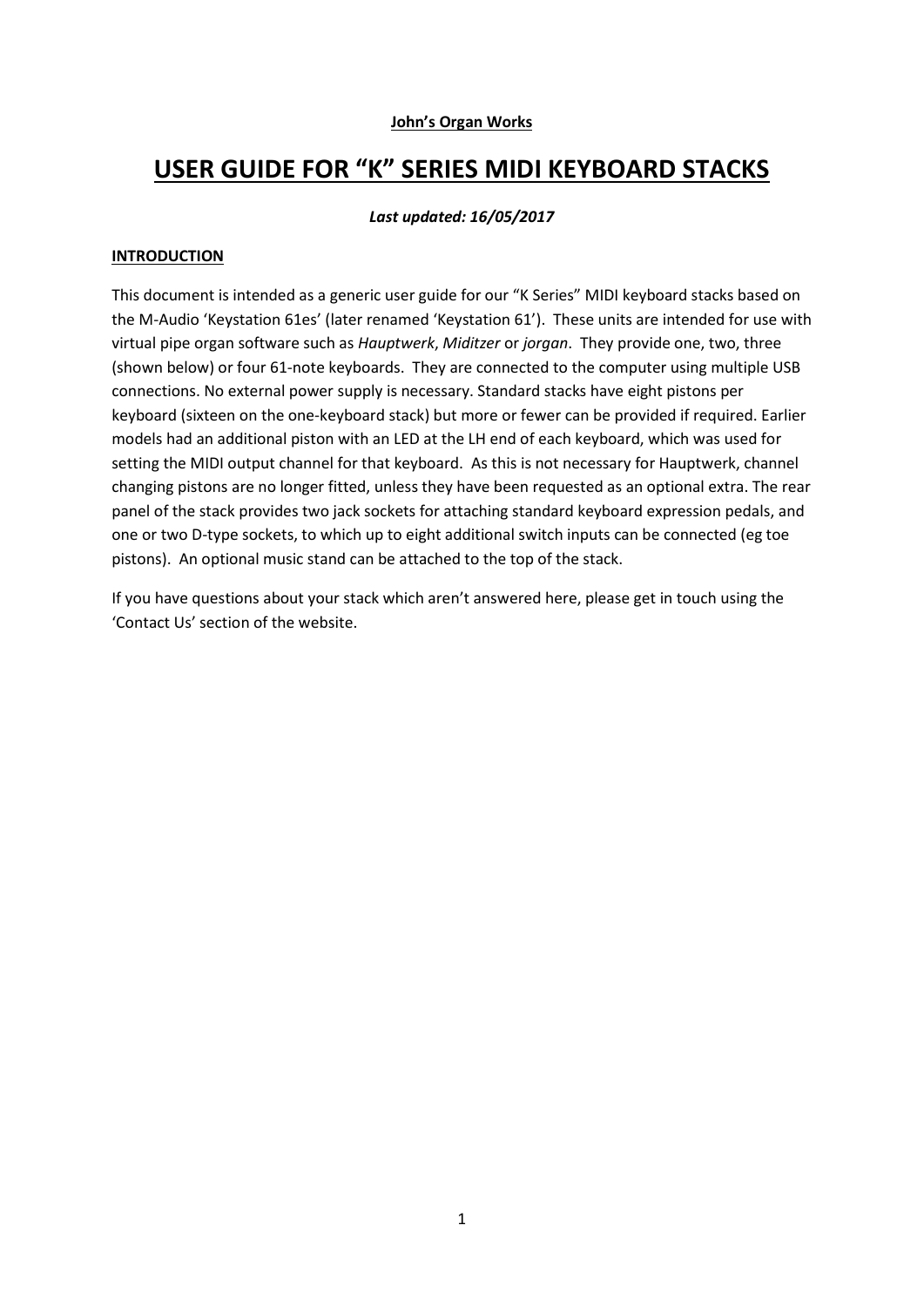**John's Organ Works**

# USER GUIDE FOR "K" SERIES MIDI KEYBOARD STACKS

***Last updated: 16/05/2017***

## INTRODUCTION

This document is intended as a generic user guide for our "K Series" MIDI keyboard stacks based on the M-Audio 'Keystation 61es' (later renamed 'Keystation 61'). These units are intended for use with virtual pipe organ software such as *Hauptwerk*, *Miditzer* or *jorgan*. They provide one, two, three (shown below) or four 61-note keyboards. They are connected to the computer using multiple USB connections. No external power supply is necessary. Standard stacks have eight pistons per keyboard (sixteen on the one-keyboard stack) but more or fewer can be provided if required. Earlier models had an additional piston with an LED at the LH end of each keyboard, which was used for setting the MIDI output channel for that keyboard. As this is not necessary for Hauptwerk, channel changing pistons are no longer fitted, unless they have been requested as an optional extra. The rear panel of the stack provides two jack sockets for attaching standard keyboard expression pedals, and one or two D-type sockets, to which up to eight additional switch inputs can be connected (eg toe pistons). An optional music stand can be attached to the top of the stack.

If you have questions about your stack which aren't answered here, please get in touch using the 'Contact Us' section of the website.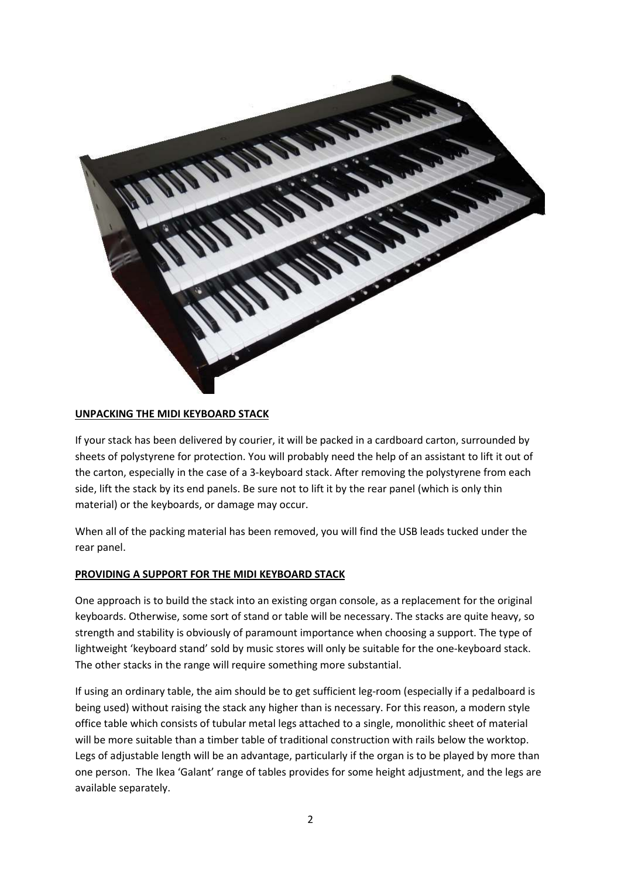**UNPACKING THE MIDI KEYBOARD STACK**

If your stack has been delivered by courier, it will be packed in a cardboard carton, surrounded by sheets of polystyrene for protection. You will probably need the help of an assistant to lift it out of the carton, especially in the case of a 3-keyboard stack. After removing the polystyrene from each side, lift the stack by its end panels. Be sure not to lift it by the rear panel (which is only thin material) or the keyboards, or damage may occur.

When all of the packing material has been removed, you will find the USB leads tucked under the rear panel.

**PROVIDING A SUPPORT FOR THE MIDI KEYBOARD STACK**

One approach is to build the stack into an existing organ console, as a replacement for the original keyboards. Otherwise, some sort of stand or table will be necessary. The stacks are quite heavy, so strength and stability is obviously of paramount importance when choosing a support. The type of lightweight 'keyboard stand' sold by music stores will only be suitable for the one-keyboard stack. The other stacks in the range will require something more substantial.

If using an ordinary table, the aim should be to get sufficient leg-room (especially if a pedalboard is being used) without raising the stack any higher than is necessary. For this reason, a modern style office table which consists of tubular metal legs attached to a single, monolithic sheet of material will be more suitable than a timber table of traditional construction with rails below the worktop. Legs of adjustable length will be an advantage, particularly if the organ is to be played by more than one person. The Ikea 'Galant' range of tables provides for some height adjustment, and the legs are available separately.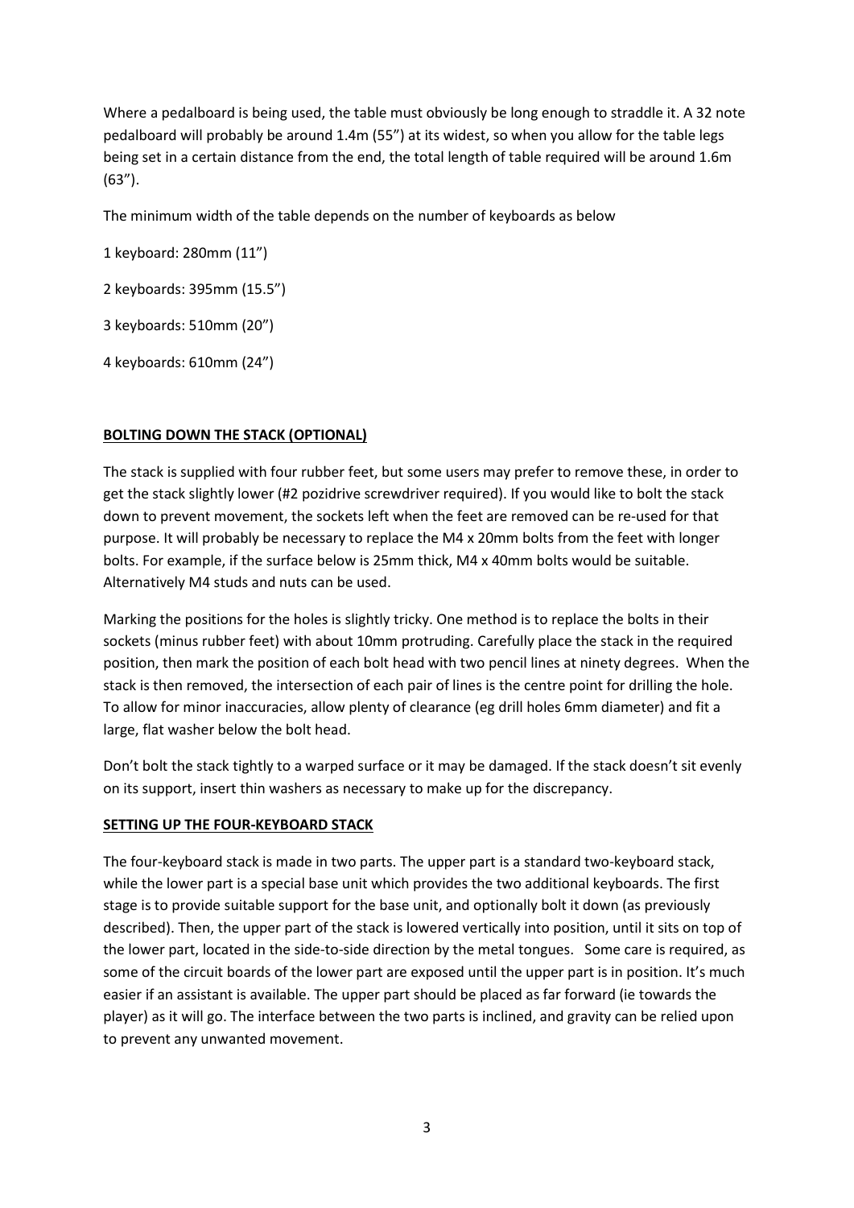Where a pedalboard is being used, the table must obviously be long enough to straddle it. A 32 note pedalboard will probably be around 1.4m (55") at its widest, so when you allow for the table legs being set in a certain distance from the end, the total length of table required will be around 1.6m (63").

The minimum width of the table depends on the number of keyboards as below

1 keyboard: 280mm (11")

2 keyboards: 395mm (15.5")

3 keyboards: 510mm (20")

4 keyboards: 610mm (24")

**BOLTING DOWN THE STACK (OPTIONAL)**

The stack is supplied with four rubber feet, but some users may prefer to remove these, in order to get the stack slightly lower (#2 pozidrive screwdriver required). If you would like to bolt the stack down to prevent movement, the sockets left when the feet are removed can be re-used for that purpose. It will probably be necessary to replace the M4 x 20mm bolts from the feet with longer bolts. For example, if the surface below is 25mm thick, M4 x 40mm bolts would be suitable. Alternatively M4 studs and nuts can be used.

Marking the positions for the holes is slightly tricky. One method is to replace the bolts in their sockets (minus rubber feet) with about 10mm protruding. Carefully place the stack in the required position, then mark the position of each bolt head with two pencil lines at ninety degrees. When the stack is then removed, the intersection of each pair of lines is the centre point for drilling the hole. To allow for minor inaccuracies, allow plenty of clearance (eg drill holes 6mm diameter) and fit a large, flat washer below the bolt head.

Don't bolt the stack tightly to a warped surface or it may be damaged. If the stack doesn't sit evenly on its support, insert thin washers as necessary to make up for the discrepancy.

**SETTING UP THE FOUR-KEYBOARD STACK**

The four-keyboard stack is made in two parts. The upper part is a standard two-keyboard stack, while the lower part is a special base unit which provides the two additional keyboards. The first stage is to provide suitable support for the base unit, and optionally bolt it down (as previously described). Then, the upper part of the stack is lowered vertically into position, until it sits on top of the lower part, located in the side-to-side direction by the metal tongues. Some care is required, as some of the circuit boards of the lower part are exposed until the upper part is in position. It's much easier if an assistant is available. The upper part should be placed as far forward (ie towards the player) as it will go. The interface between the two parts is inclined, and gravity can be relied upon to prevent any unwanted movement.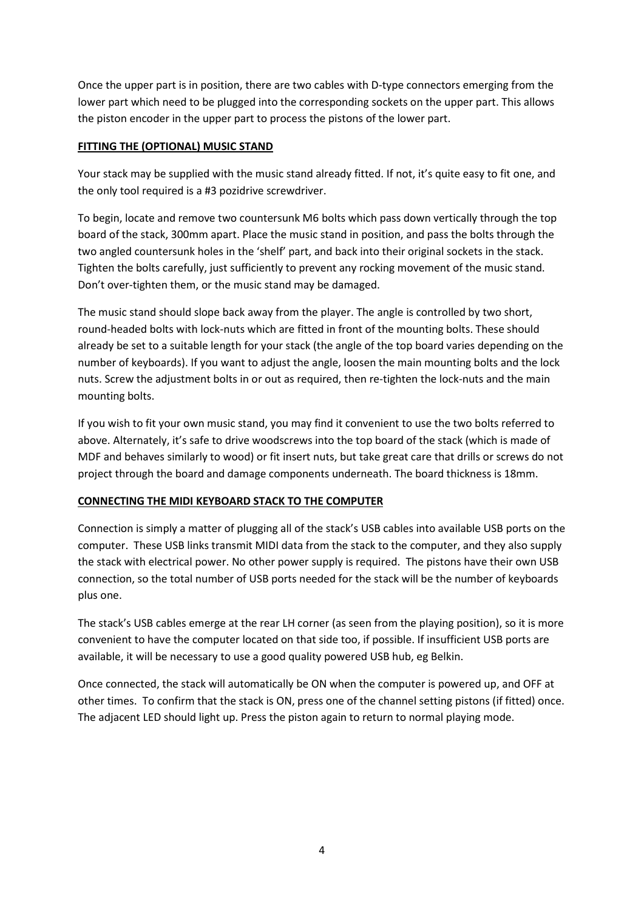Once the upper part is in position, there are two cables with D-type connectors emerging from the lower part which need to be plugged into the corresponding sockets on the upper part. This allows the piston encoder in the upper part to process the pistons of the lower part.

## FITTING THE (OPTIONAL) MUSIC STAND

Your stack may be supplied with the music stand already fitted. If not, it's quite easy to fit one, and the only tool required is a #3 pozidrive screwdriver.

To begin, locate and remove two countersunk M6 bolts which pass down vertically through the top board of the stack, 300mm apart. Place the music stand in position, and pass the bolts through the two angled countersunk holes in the 'shelf' part, and back into their original sockets in the stack. Tighten the bolts carefully, just sufficiently to prevent any rocking movement of the music stand. Don't over-tighten them, or the music stand may be damaged.

The music stand should slope back away from the player. The angle is controlled by two short, round-headed bolts with lock-nuts which are fitted in front of the mounting bolts. These should already be set to a suitable length for your stack (the angle of the top board varies depending on the number of keyboards). If you want to adjust the angle, loosen the main mounting bolts and the lock nuts. Screw the adjustment bolts in or out as required, then re-tighten the lock-nuts and the main mounting bolts.

If you wish to fit your own music stand, you may find it convenient to use the two bolts referred to above. Alternately, it's safe to drive woodscrews into the top board of the stack (which is made of MDF and behaves similarly to wood) or fit insert nuts, but take great care that drills or screws do not project through the board and damage components underneath. The board thickness is 18mm.

## CONNECTING THE MIDI KEYBOARD STACK TO THE COMPUTER

Connection is simply a matter of plugging all of the stack's USB cables into available USB ports on the computer. These USB links transmit MIDI data from the stack to the computer, and they also supply the stack with electrical power. No other power supply is required. The pistons have their own USB connection, so the total number of USB ports needed for the stack will be the number of keyboards plus one.

The stack's USB cables emerge at the rear LH corner (as seen from the playing position), so it is more convenient to have the computer located on that side too, if possible. If insufficient USB ports are available, it will be necessary to use a good quality powered USB hub, eg Belkin.

Once connected, the stack will automatically be ON when the computer is powered up, and OFF at other times. To confirm that the stack is ON, press one of the channel setting pistons (if fitted) once. The adjacent LED should light up. Press the piston again to return to normal playing mode.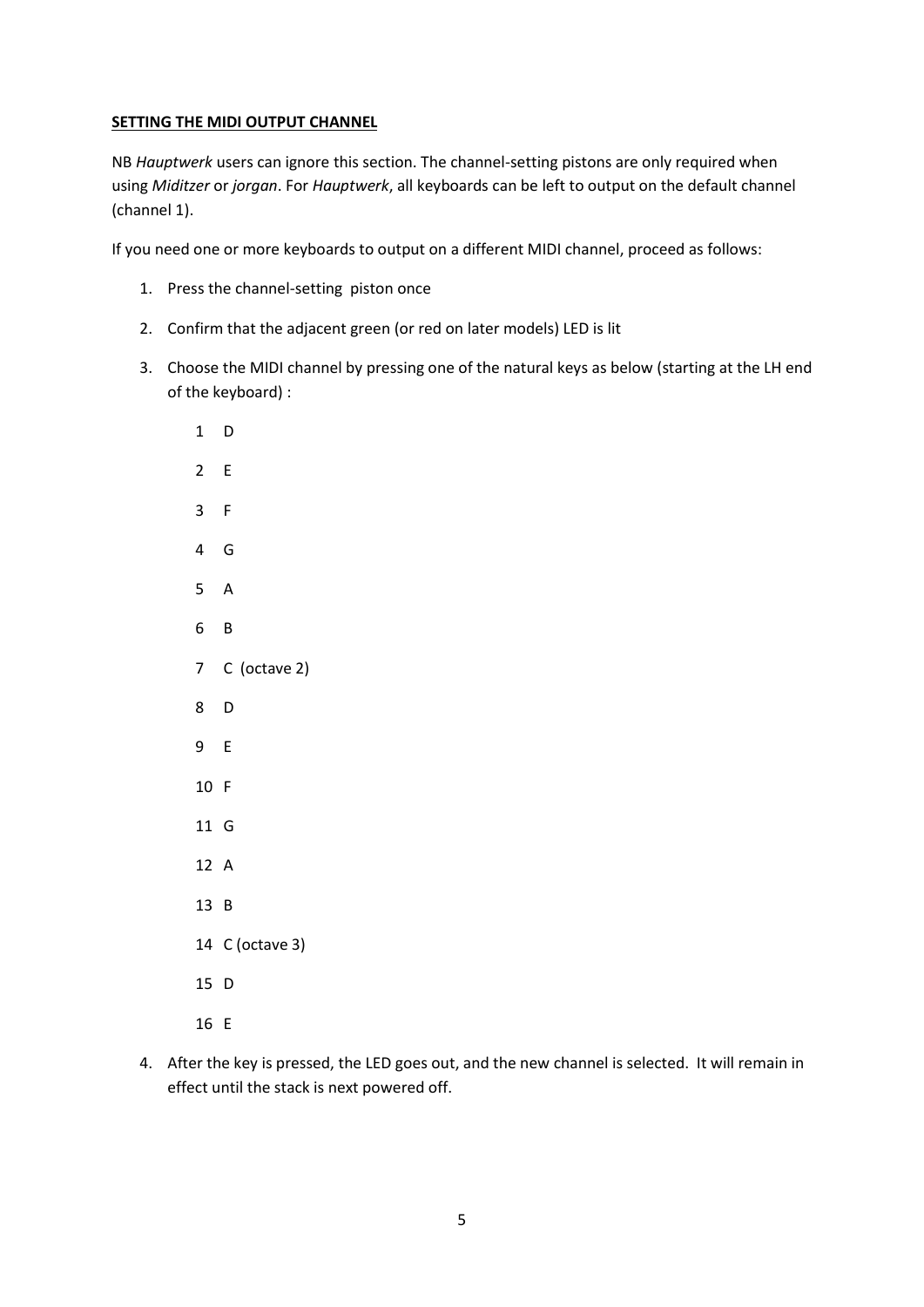**SETTING THE MIDI OUTPUT CHANNEL**

NB *Hauptwerk* users can ignore this section. The channel-setting pistons are only required when using *Miditzer* or *jorgan*. For *Hauptwerk*, all keyboards can be left to output on the default channel (channel 1).

If you need one or more keyboards to output on a different MIDI channel, proceed as follows:

1. Press the channel-setting piston once
2. Confirm that the adjacent green (or red on later models) LED is lit
3. Choose the MIDI channel by pressing one of the natural keys as below (starting at the LH end of the keyboard) :

   1 D

   2 E

   3 F

   4 G

   5 A

   6 B

   7 C (octave 2)

   8 D

   9 E

   10 F

   11 G

   12 A

   13 B

   14 C (octave 3)

   15 D

   16 E

4. After the key is pressed, the LED goes out, and the new channel is selected. It will remain in effect until the stack is next powered off.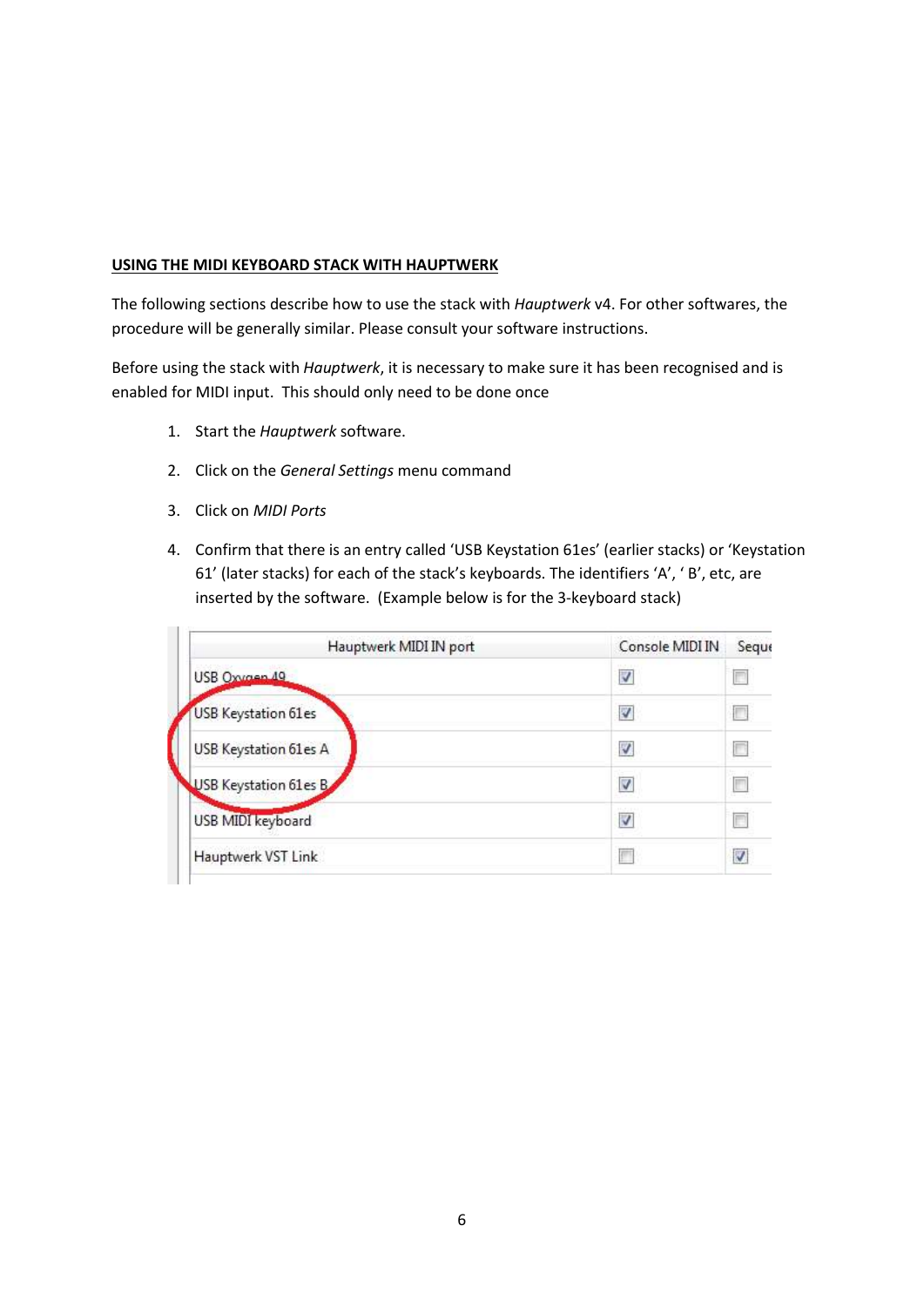## USING THE MIDI KEYBOARD STACK WITH HAUPTWERK

The following sections describe how to use the stack with *Hauptwerk* v4. For other softwares, the procedure will be generally similar. Please consult your software instructions.

Before using the stack with *Hauptwerk*, it is necessary to make sure it has been recognised and is enabled for MIDI input. This should only need to be done once

1. Start the *Hauptwerk* software.
2. Click on the *General Settings* menu command
3. Click on *MIDI Ports*
4. Confirm that there is an entry called 'USB Keystation 61es' (earlier stacks) or 'Keystation 61' (later stacks) for each of the stack's keyboards. The identifiers 'A', ' B', etc, are inserted by the software. (Example below is for the 3-keyboard stack)

| Hauptwerk MIDI IN port | Console MIDI IN | Seque |
|---|---|---|
| USB Oxygen 49 | ☑ | ☐ |
| USB Keystation 61es | ☑ | ☐ |
| USB Keystation 61es A | ☑ | ☐ |
| USB Keystation 61es B | ☑ | ☐ |
| USB MIDI keyboard | ☑ | ☐ |
| Hauptwerk VST Link | ☐ | ☑ |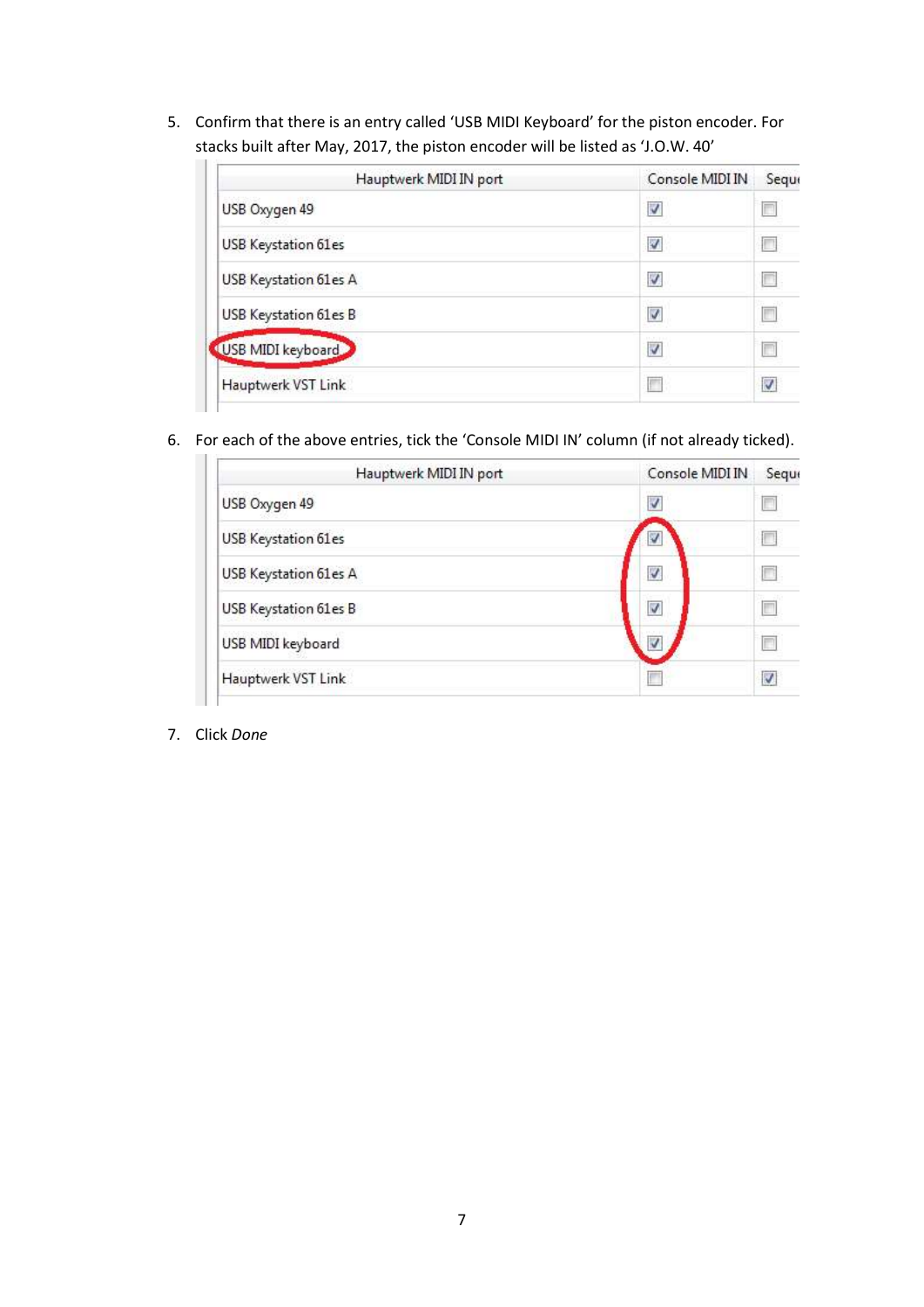5. Confirm that there is an entry called 'USB MIDI Keyboard' for the piston encoder. For stacks built after May, 2017, the piston encoder will be listed as 'J.O.W. 40'

| Hauptwerk MIDI IN port | Console MIDI IN | Sequ |
|---|---|---|
| USB Oxygen 49 | ☑ | ☐ |
| USB Keystation 61es | ☑ | ☐ |
| USB Keystation 61es A | ☑ | ☐ |
| USB Keystation 61es B | ☑ | ☐ |
| USB MIDI keyboard | ☑ | ☐ |
| Hauptwerk VST Link | ☐ | ☑ |

6. For each of the above entries, tick the 'Console MIDI IN' column (if not already ticked).

| Hauptwerk MIDI IN port | Console MIDI IN | Sequ |
|---|---|---|
| USB Oxygen 49 | ☑ | ☐ |
| USB Keystation 61es | ☑ | ☐ |
| USB Keystation 61es A | ☑ | ☐ |
| USB Keystation 61es B | ☑ | ☐ |
| USB MIDI keyboard | ☑ | ☐ |
| Hauptwerk VST Link | ☐ | ☑ |

7. Click *Done*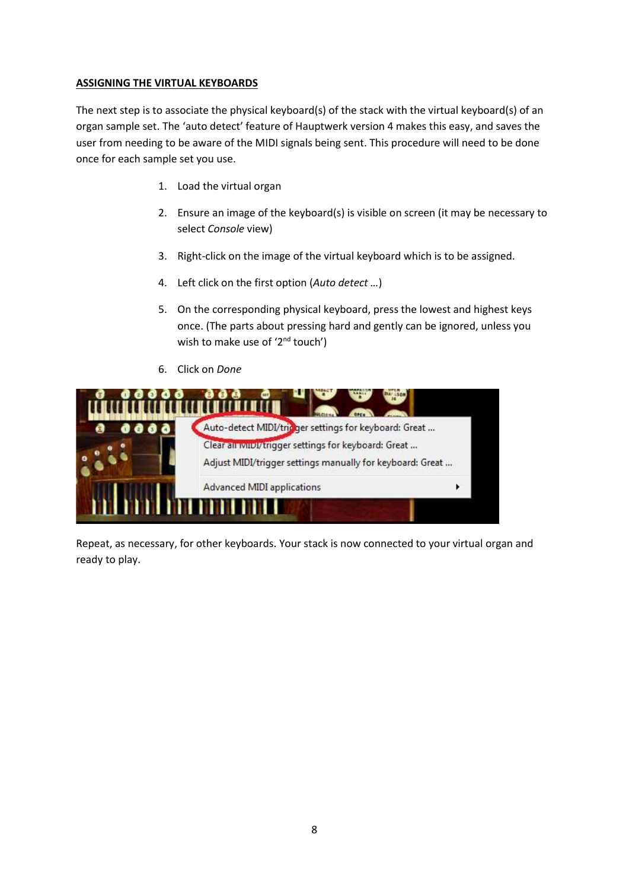## ASSIGNING THE VIRTUAL KEYBOARDS

The next step is to associate the physical keyboard(s) of the stack with the virtual keyboard(s) of an organ sample set. The 'auto detect' feature of Hauptwerk version 4 makes this easy, and saves the user from needing to be aware of the MIDI signals being sent. This procedure will need to be done once for each sample set you use.

1. Load the virtual organ
2. Ensure an image of the keyboard(s) is visible on screen (it may be necessary to select *Console* view)
3. Right-click on the image of the virtual keyboard which is to be assigned.
4. Left click on the first option (*Auto detect …*)
5. On the corresponding physical keyboard, press the lowest and highest keys once. (The parts about pressing hard and gently can be ignored, unless you wish to make use of '2nd touch')
6. Click on *Done*

Repeat, as necessary, for other keyboards. Your stack is now connected to your virtual organ and ready to play.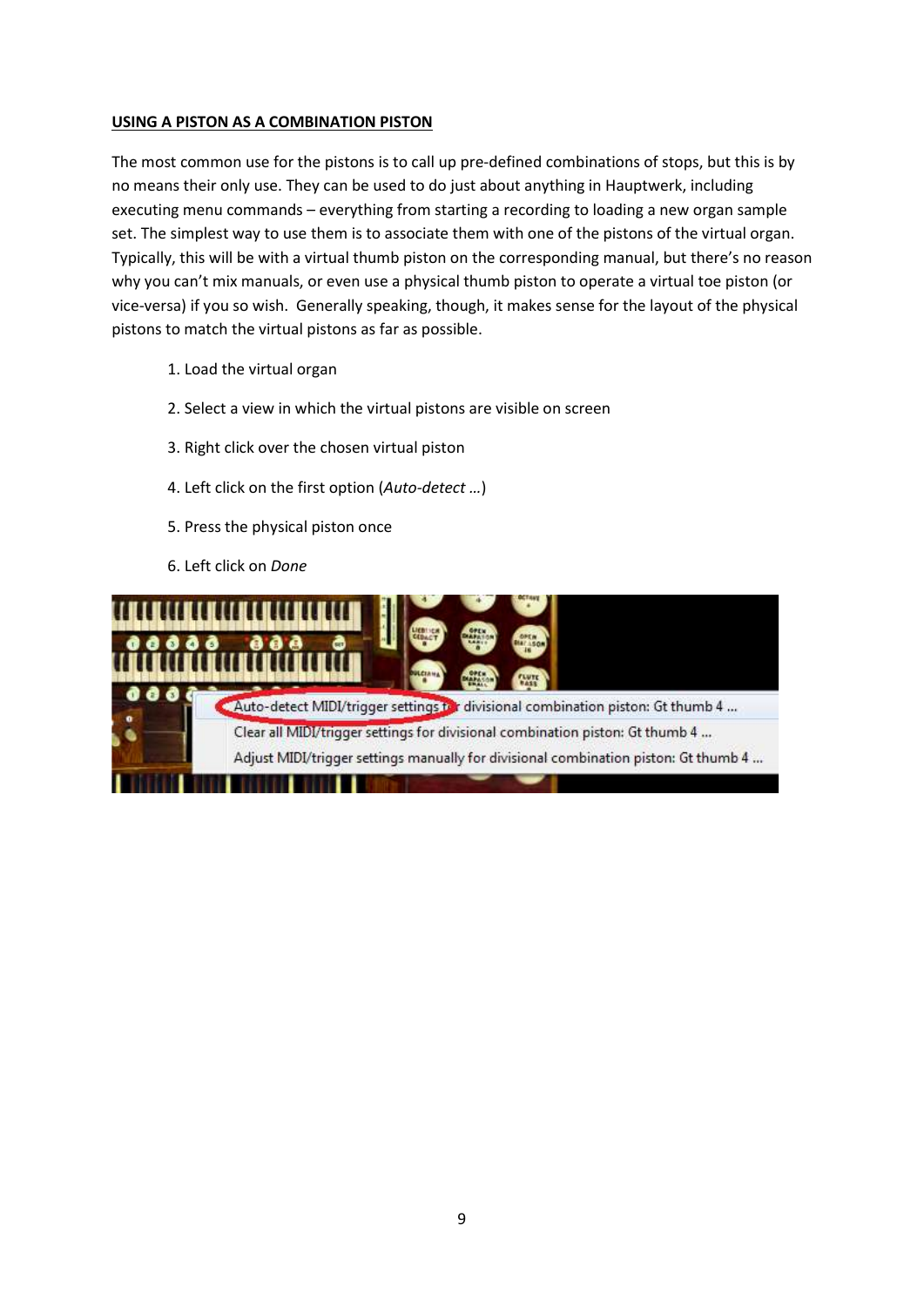**USING A PISTON AS A COMBINATION PISTON**

The most common use for the pistons is to call up pre-defined combinations of stops, but this is by no means their only use. They can be used to do just about anything in Hauptwerk, including executing menu commands – everything from starting a recording to loading a new organ sample set. The simplest way to use them is to associate them with one of the pistons of the virtual organ. Typically, this will be with a virtual thumb piston on the corresponding manual, but there's no reason why you can't mix manuals, or even use a physical thumb piston to operate a virtual toe piston (or vice-versa) if you so wish. Generally speaking, though, it makes sense for the layout of the physical pistons to match the virtual pistons as far as possible.

1. Load the virtual organ
2. Select a view in which the virtual pistons are visible on screen
3. Right click over the chosen virtual piston
4. Left click on the first option (*Auto-detect …*)
5. Press the physical piston once
6. Left click on *Done*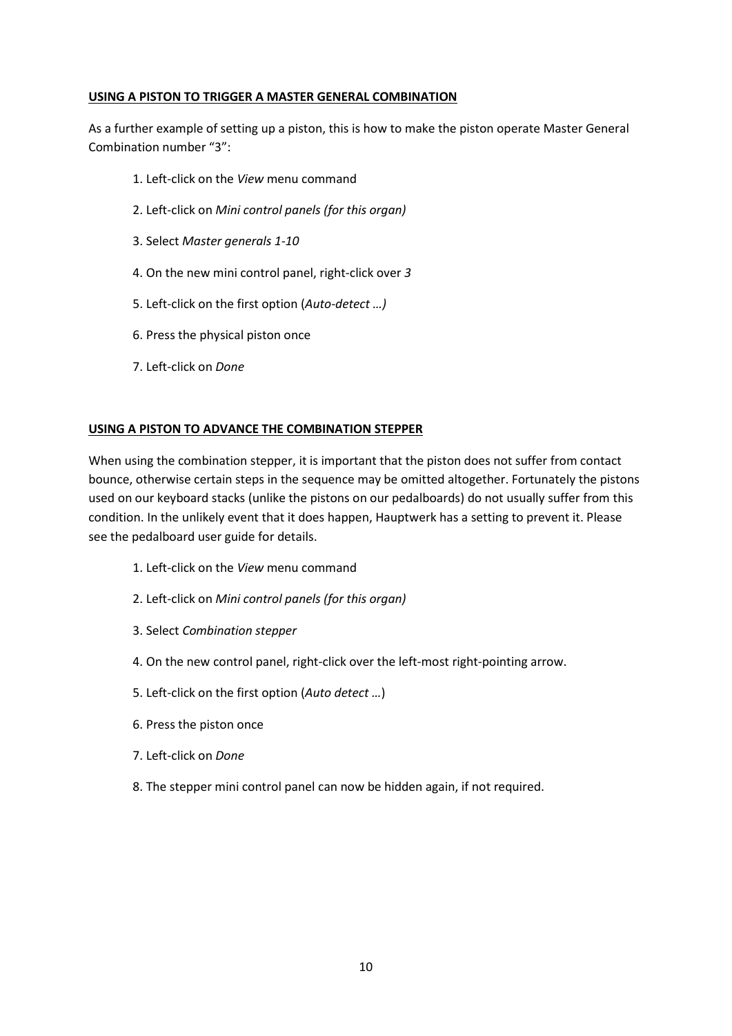## **USING A PISTON TO TRIGGER A MASTER GENERAL COMBINATION**

As a further example of setting up a piston, this is how to make the piston operate Master General Combination number "3":

1. Left-click on the *View* menu command
2. Left-click on *Mini control panels (for this organ)*
3. Select *Master generals 1-10*
4. On the new mini control panel, right-click over *3*
5. Left-click on the first option (*Auto-detect …)*
6. Press the physical piston once
7. Left-click on *Done*

## **USING A PISTON TO ADVANCE THE COMBINATION STEPPER**

When using the combination stepper, it is important that the piston does not suffer from contact bounce, otherwise certain steps in the sequence may be omitted altogether. Fortunately the pistons used on our keyboard stacks (unlike the pistons on our pedalboards) do not usually suffer from this condition. In the unlikely event that it does happen, Hauptwerk has a setting to prevent it. Please see the pedalboard user guide for details.

1. Left-click on the *View* menu command
2. Left-click on *Mini control panels (for this organ)*
3. Select *Combination stepper*
4. On the new control panel, right-click over the left-most right-pointing arrow.
5. Left-click on the first option (*Auto detect …*)
6. Press the piston once
7. Left-click on *Done*
8. The stepper mini control panel can now be hidden again, if not required.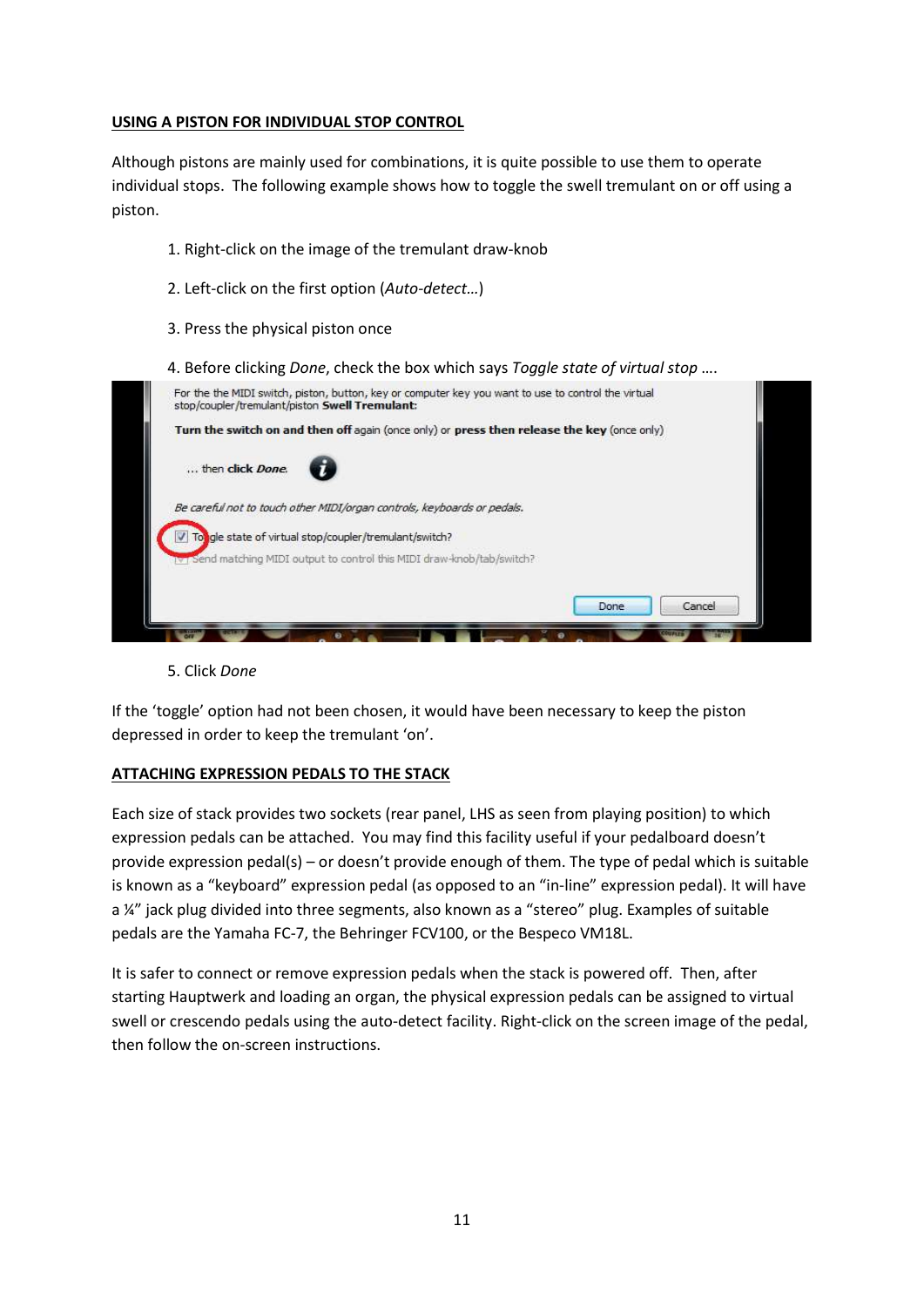## USING A PISTON FOR INDIVIDUAL STOP CONTROL

Although pistons are mainly used for combinations, it is quite possible to use them to operate individual stops. The following example shows how to toggle the swell tremulant on or off using a piston.

1. Right-click on the image of the tremulant draw-knob
2. Left-click on the first option (*Auto-detect…*)
3. Press the physical piston once
4. Before clicking *Done*, check the box which says *Toggle state of virtual stop* ….
5. Click *Done*

If the 'toggle' option had not been chosen, it would have been necessary to keep the piston depressed in order to keep the tremulant 'on'.

## ATTACHING EXPRESSION PEDALS TO THE STACK

Each size of stack provides two sockets (rear panel, LHS as seen from playing position) to which expression pedals can be attached. You may find this facility useful if your pedalboard doesn't provide expression pedal(s) – or doesn't provide enough of them. The type of pedal which is suitable is known as a "keyboard" expression pedal (as opposed to an "in-line" expression pedal). It will have a ¼" jack plug divided into three segments, also known as a "stereo" plug. Examples of suitable pedals are the Yamaha FC-7, the Behringer FCV100, or the Bespeco VM18L.

It is safer to connect or remove expression pedals when the stack is powered off. Then, after starting Hauptwerk and loading an organ, the physical expression pedals can be assigned to virtual swell or crescendo pedals using the auto-detect facility. Right-click on the screen image of the pedal, then follow the on-screen instructions.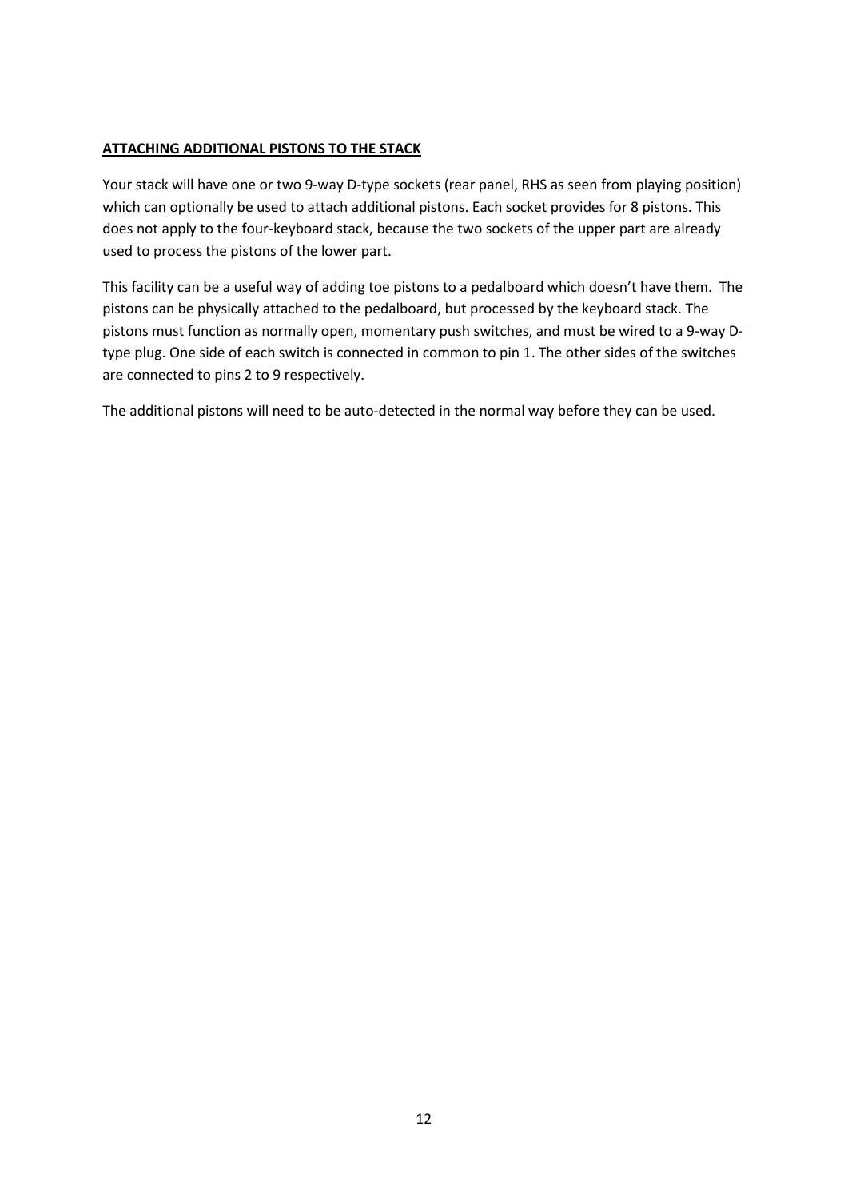## ATTACHING ADDITIONAL PISTONS TO THE STACK

Your stack will have one or two 9-way D-type sockets (rear panel, RHS as seen from playing position) which can optionally be used to attach additional pistons. Each socket provides for 8 pistons. This does not apply to the four-keyboard stack, because the two sockets of the upper part are already used to process the pistons of the lower part.

This facility can be a useful way of adding toe pistons to a pedalboard which doesn't have them. The pistons can be physically attached to the pedalboard, but processed by the keyboard stack. The pistons must function as normally open, momentary push switches, and must be wired to a 9-way D-type plug. One side of each switch is connected in common to pin 1. The other sides of the switches are connected to pins 2 to 9 respectively.

The additional pistons will need to be auto-detected in the normal way before they can be used.